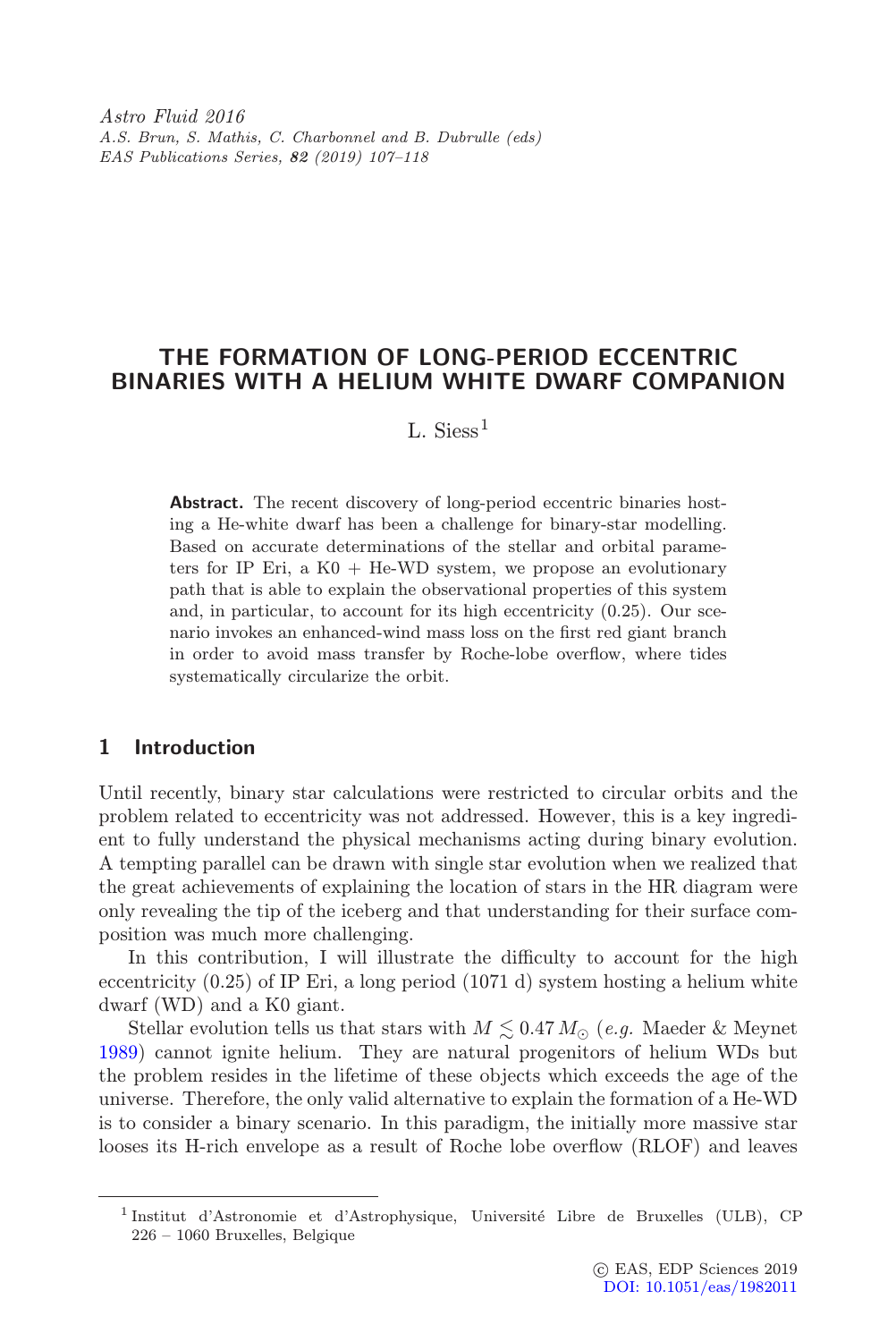# THE FORMATION OF LONG-PERIOD ECCENTRIC BINARIES WITH A HELIUM WHITE DWARF COMPANION

L. Siess[1]

**Abstract.** The recent discovery of long-period eccentric binaries hosting a He-white dwarf has been a challenge for binary-star modelling. Based on accurate determinations of the stellar and orbital parameters for IP Eri, a K0 + He-WD system, we propose an evolutionary path that is able to explain the observational properties of this system and, in particular, to account for its high eccentricity (0.25). Our scenario invokes an enhanced-wind mass loss on the first red giant branch in order to avoid mass transfer by Roche-lobe overflow, where tides systematically circularize the orbit.

## 1 Introduction

Until recently, binary star calculations were restricted to circular orbits and the problem related to eccentricity was not addressed. However, this is a key ingredient to fully understand the physical mechanisms acting during binary evolution. A tempting parallel can be drawn with single star evolution when we realized that the great achievements of explaining the location of stars in the HR diagram were only revealing the tip of the iceberg and that understanding for their surface composition was much more challenging.

In this contribution, I will illustrate the difficulty to account for the high eccentricity (0.25) of IP Eri, a long period (1071 d) system hosting a helium white dwarf (WD) and a K0 giant.

Stellar evolution tells us that stars with $M \lesssim 0.47\,M_\odot$ (*e.g.* Maeder & Meynet 1989) cannot ignite helium. They are natural progenitors of helium WDs but the problem resides in the lifetime of these objects which exceeds the age of the universe. Therefore, the only valid alternative to explain the formation of a He-WD is to consider a binary scenario. In this paradigm, the initially more massive star looses its H-rich envelope as a result of Roche lobe overflow (RLOF) and leaves

[1] Institut d'Astronomie et d'Astrophysique, Université Libre de Bruxelles (ULB), CP 226 – 1060 Bruxelles, Belgique

© EAS, EDP Sciences 2019
DOI: 10.1051/eas/1982011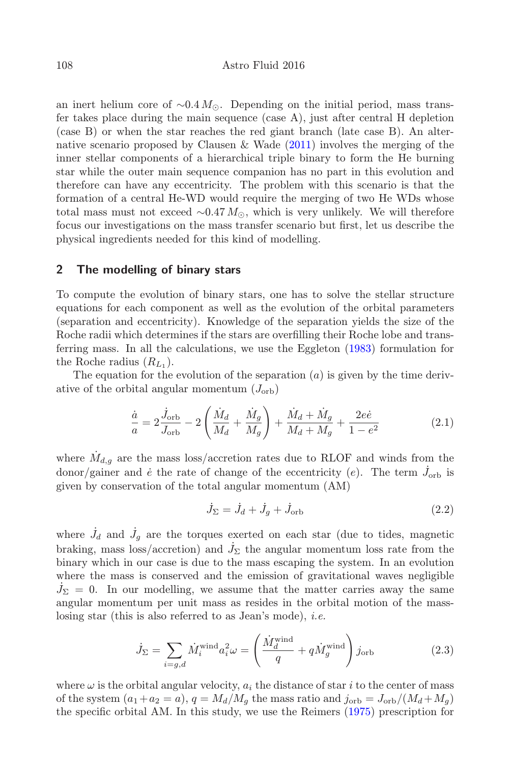an inert helium core of $\sim 0.4\,M_{\odot}$. Depending on the initial period, mass transfer takes place during the main sequence (case A), just after central H depletion (case B) or when the star reaches the red giant branch (late case B). An alternative scenario proposed by Clausen & Wade (2011) involves the merging of the inner stellar components of a hierarchical triple binary to form the He burning star while the outer main sequence companion has no part in this evolution and therefore can have any eccentricity. The problem with this scenario is that the formation of a central He-WD would require the merging of two He WDs whose total mass must not exceed $\sim 0.47\,M_{\odot}$, which is very unlikely. We will therefore focus our investigations on the mass transfer scenario but first, let us describe the physical ingredients needed for this kind of modelling.

## 2 The modelling of binary stars

To compute the evolution of binary stars, one has to solve the stellar structure equations for each component as well as the evolution of the orbital parameters (separation and eccentricity). Knowledge of the separation yields the size of the Roche radii which determines if the stars are overfilling their Roche lobe and transferring mass. In all the calculations, we use the Eggleton (1983) formulation for the Roche radius ($R_{L_1}$).

The equation for the evolution of the separation ($a$) is given by the time derivative of the orbital angular momentum ($J_{\rm orb}$)

$$\frac{\dot{a}}{a} = 2\frac{\dot{J}_{\rm orb}}{J_{\rm orb}} - 2\left(\frac{\dot{M}_d}{M_d} + \frac{\dot{M}_g}{M_g}\right) + \frac{\dot{M}_d + \dot{M}_g}{M_d + M_g} + \frac{2e\dot{e}}{1-e^2} \tag{2.1}$$

where $\dot{M}_{d,g}$ are the mass loss/accretion rates due to RLOF and winds from the donor/gainer and $\dot{e}$ the rate of change of the eccentricity ($e$). The term $\dot{J}_{\rm orb}$ is given by conservation of the total angular momentum (AM)

$$\dot{J}_{\Sigma} = \dot{J}_d + \dot{J}_g + \dot{J}_{\rm orb} \tag{2.2}$$

where $\dot{J}_d$ and $\dot{J}_g$ are the torques exerted on each star (due to tides, magnetic braking, mass loss/accretion) and $\dot{J}_{\Sigma}$ the angular momentum loss rate from the binary which in our case is due to the mass escaping the system. In an evolution where the mass is conserved and the emission of gravitational waves negligible $\dot{J}_{\Sigma} = 0$. In our modelling, we assume that the matter carries away the same angular momentum per unit mass as resides in the orbital motion of the mass-losing star (this is also referred to as Jean's mode), *i.e.*

$$\dot{J}_{\Sigma} = \sum_{i=g,d} \dot{M}_i^{\rm wind} a_i^2 \omega = \left(\frac{\dot{M}_d^{\rm wind}}{q} + q\dot{M}_g^{\rm wind}\right) j_{\rm orb} \tag{2.3}$$

where $\omega$ is the orbital angular velocity, $a_i$ the distance of star $i$ to the center of mass of the system ($a_1 + a_2 = a$), $q = M_d/M_g$ the mass ratio and $j_{\rm orb} = J_{\rm orb}/(M_d + M_g)$ the specific orbital AM. In this study, we use the Reimers (1975) prescription for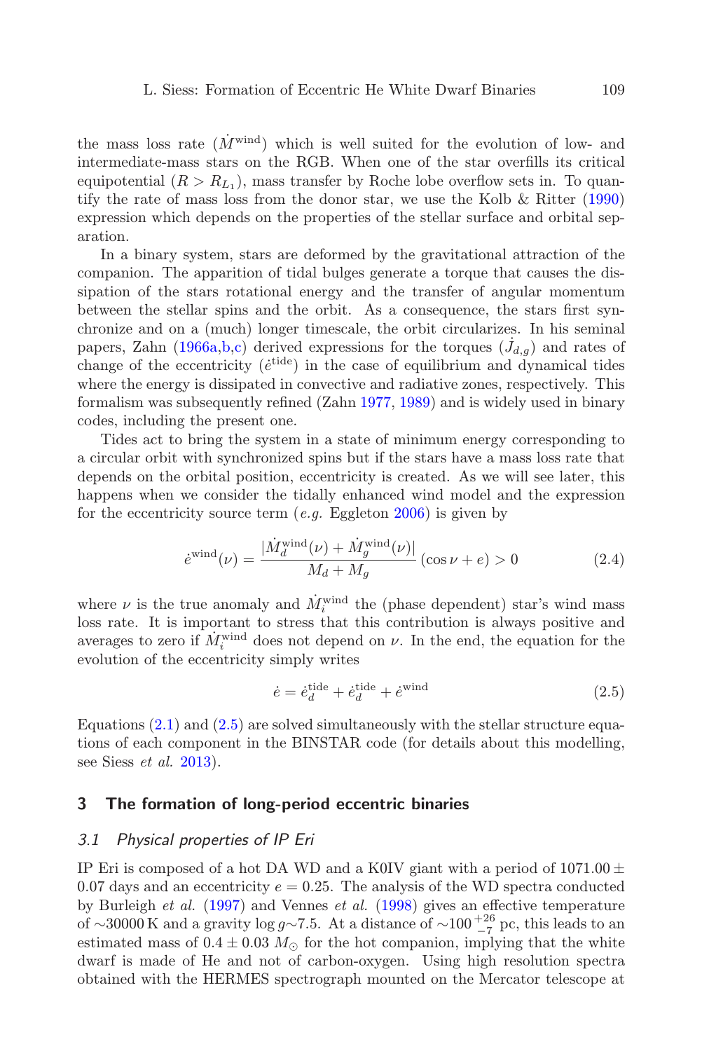the mass loss rate ($\dot{M}^{\rm wind}$) which is well suited for the evolution of low- and intermediate-mass stars on the RGB. When one of the star overfills its critical equipotential ($R > R_{L_1}$), mass transfer by Roche lobe overflow sets in. To quantify the rate of mass loss from the donor star, we use the Kolb & Ritter (1990) expression which depends on the properties of the stellar surface and orbital separation.

In a binary system, stars are deformed by the gravitational attraction of the companion. The apparition of tidal bulges generate a torque that causes the dissipation of the stars rotational energy and the transfer of angular momentum between the stellar spins and the orbit. As a consequence, the stars first synchronize and on a (much) longer timescale, the orbit circularizes. In his seminal papers, Zahn (1966a,b,c) derived expressions for the torques ($\dot{J}_{d,g}$) and rates of change of the eccentricity ($\dot{e}^{\rm tide}$) in the case of equilibrium and dynamical tides where the energy is dissipated in convective and radiative zones, respectively. This formalism was subsequently refined (Zahn 1977, 1989) and is widely used in binary codes, including the present one.

Tides act to bring the system in a state of minimum energy corresponding to a circular orbit with synchronized spins but if the stars have a mass loss rate that depends on the orbital position, eccentricity is created. As we will see later, this happens when we consider the tidally enhanced wind model and the expression for the eccentricity source term (*e.g.* Eggleton 2006) is given by

$$\dot{e}^{\rm wind}(\nu) = \frac{|\dot{M}_d^{\rm wind}(\nu) + \dot{M}_g^{\rm wind}(\nu)|}{M_d + M_g} (\cos\nu + e) > 0 \qquad (2.4)$$

where $\nu$ is the true anomaly and $\dot{M}_i^{\rm wind}$ the (phase dependent) star's wind mass loss rate. It is important to stress that this contribution is always positive and averages to zero if $\dot{M}_i^{\rm wind}$ does not depend on $\nu$. In the end, the equation for the evolution of the eccentricity simply writes

$$\dot{e} = \dot{e}_d^{\rm tide} + \dot{e}_d^{\rm tide} + \dot{e}^{\rm wind} \qquad (2.5)$$

Equations (2.1) and (2.5) are solved simultaneously with the stellar structure equations of each component in the BINSTAR code (for details about this modelling, see Siess *et al.* 2013).

## 3 The formation of long-period eccentric binaries

### 3.1 Physical properties of IP Eri

IP Eri is composed of a hot DA WD and a K0IV giant with a period of $1071.00 \pm 0.07$ days and an eccentricity $e = 0.25$. The analysis of the WD spectra conducted by Burleigh *et al.* (1997) and Vennes *et al.* (1998) gives an effective temperature of $\sim$30000 K and a gravity $\log g \sim 7.5$. At a distance of $\sim 100^{+26}_{-7}$ pc, this leads to an estimated mass of $0.4 \pm 0.03\ M_\odot$ for the hot companion, implying that the white dwarf is made of He and not of carbon-oxygen. Using high resolution spectra obtained with the HERMES spectrograph mounted on the Mercator telescope at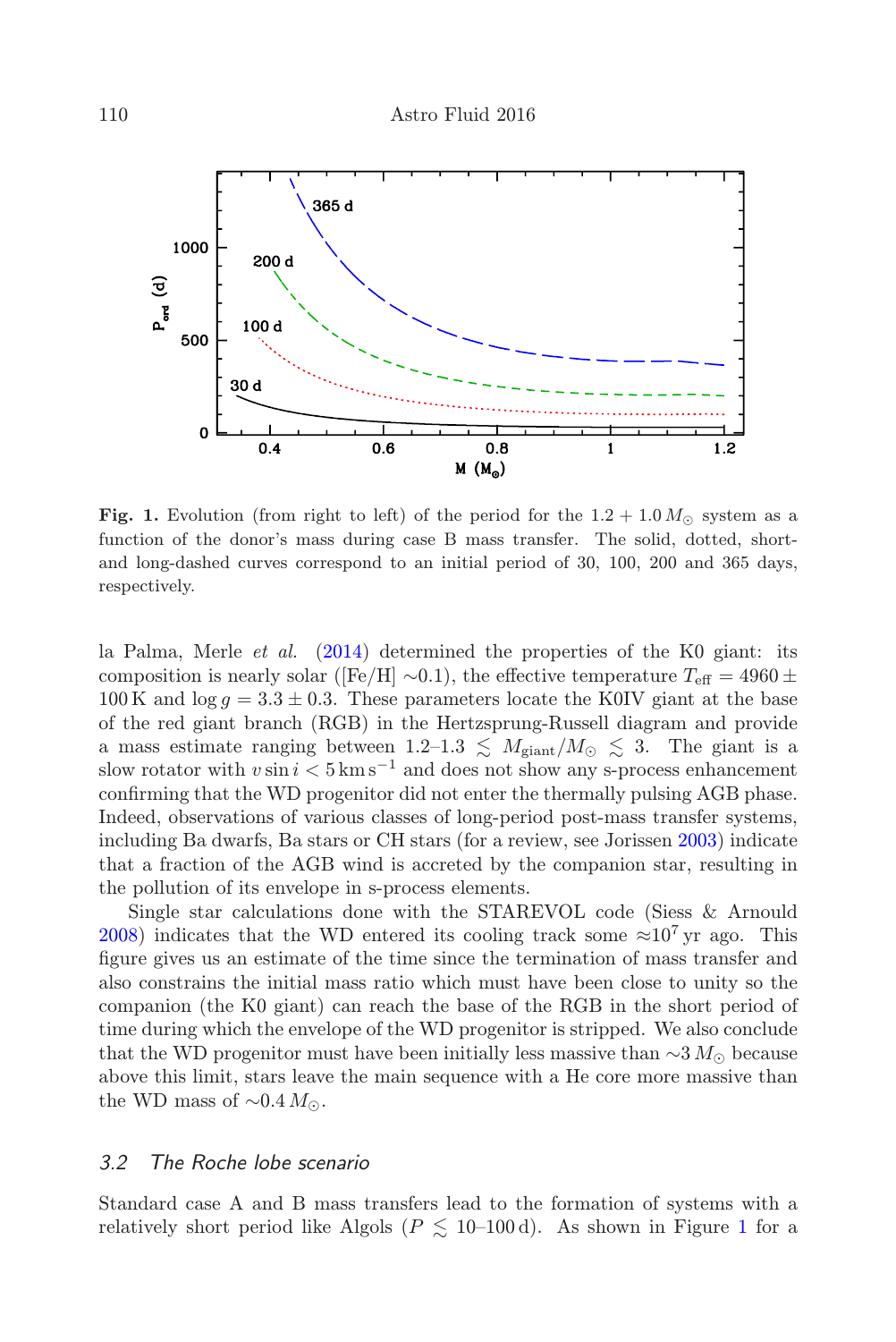**Fig. 1.** Evolution (from right to left) of the period for the $1.2 + 1.0\,M_\odot$ system as a function of the donor's mass during case B mass transfer. The solid, dotted, short- and long-dashed curves correspond to an initial period of 30, 100, 200 and 365 days, respectively.

la Palma, Merle *et al.* (2014) determined the properties of the K0 giant: its composition is nearly solar ([Fe/H] $\sim$0.1), the effective temperature $T_{\rm eff} = 4960 \pm 100$ K and $\log g = 3.3 \pm 0.3$. These parameters locate the K0IV giant at the base of the red giant branch (RGB) in the Hertzsprung-Russell diagram and provide a mass estimate ranging between 1.2–1.3 $\lesssim M_{\rm giant}/M_\odot \lesssim 3$. The giant is a slow rotator with $v \sin i < 5\,{\rm km\,s^{-1}}$ and does not show any s-process enhancement confirming that the WD progenitor did not enter the thermally pulsing AGB phase. Indeed, observations of various classes of long-period post-mass transfer systems, including Ba dwarfs, Ba stars or CH stars (for a review, see Jorissen 2003) indicate that a fraction of the AGB wind is accreted by the companion star, resulting in the pollution of its envelope in s-process elements.

Single star calculations done with the STAREVOL code (Siess & Arnould 2008) indicates that the WD entered its cooling track some $\approx 10^7$ yr ago. This figure gives us an estimate of the time since the termination of mass transfer and also constrains the initial mass ratio which must have been close to unity so the companion (the K0 giant) can reach the base of the RGB in the short period of time during which the envelope of the WD progenitor is stripped. We also conclude that the WD progenitor must have been initially less massive than $\sim 3\,M_\odot$ because above this limit, stars leave the main sequence with a He core more massive than the WD mass of $\sim 0.4\,M_\odot$.

### *3.2 The Roche lobe scenario*

Standard case A and B mass transfers lead to the formation of systems with a relatively short period like Algols ($P \lesssim$ 10–100 d). As shown in Figure 1 for a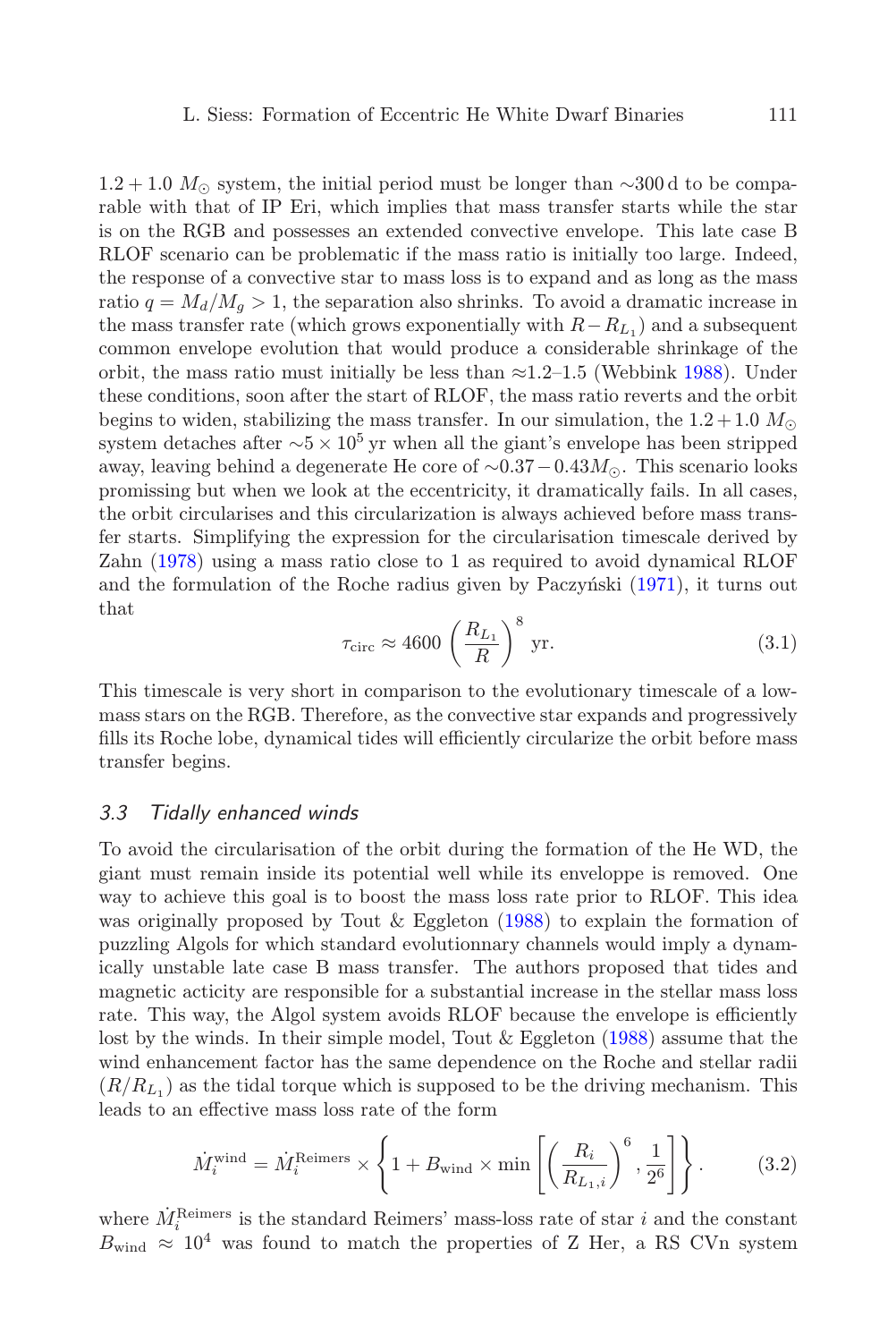$1.2 + 1.0\ M_\odot$ system, the initial period must be longer than $\sim$300 d to be comparable with that of IP Eri, which implies that mass transfer starts while the star is on the RGB and possesses an extended convective envelope. This late case B RLOF scenario can be problematic if the mass ratio is initially too large. Indeed, the response of a convective star to mass loss is to expand and as long as the mass ratio $q = M_d/M_g > 1$, the separation also shrinks. To avoid a dramatic increase in the mass transfer rate (which grows exponentially with $R - R_{L_1}$) and a subsequent common envelope evolution that would produce a considerable shrinkage of the orbit, the mass ratio must initially be less than $\approx$1.2–1.5 (Webbink 1988). Under these conditions, soon after the start of RLOF, the mass ratio reverts and the orbit begins to widen, stabilizing the mass transfer. In our simulation, the $1.2 + 1.0\ M_\odot$ system detaches after $\sim 5 \times 10^5$ yr when all the giant's envelope has been stripped away, leaving behind a degenerate He core of $\sim 0.37 - 0.43 M_\odot$. This scenario looks promising but when we look at the eccentricity, it dramatically fails. In all cases, the orbit circularises and this circularization is always achieved before mass transfer starts. Simplifying the expression for the circularisation timescale derived by Zahn (1978) using a mass ratio close to 1 as required to avoid dynamical RLOF and the formulation of the Roche radius given by Paczyński (1971), it turns out that

$$\tau_{\rm circ} \approx 4600 \left(\frac{R_{L_1}}{R}\right)^8 \ {\rm yr}. \tag{3.1}$$

This timescale is very short in comparison to the evolutionary timescale of a low-mass stars on the RGB. Therefore, as the convective star expands and progressively fills its Roche lobe, dynamical tides will efficiently circularize the orbit before mass transfer begins.

### *3.3 Tidally enhanced winds*

To avoid the circularisation of the orbit during the formation of the He WD, the giant must remain inside its potential well while its enveloppe is removed. One way to achieve this goal is to boost the mass loss rate prior to RLOF. This idea was originally proposed by Tout & Eggleton (1988) to explain the formation of puzzling Algols for which standard evolutionnary channels would imply a dynamically unstable late case B mass transfer. The authors proposed that tides and magnetic acticity are responsible for a substantial increase in the stellar mass loss rate. This way, the Algol system avoids RLOF because the envelope is efficiently lost by the winds. In their simple model, Tout & Eggleton (1988) assume that the wind enhancement factor has the same dependence on the Roche and stellar radii $(R/R_{L_1})$ as the tidal torque which is supposed to be the driving mechanism. This leads to an effective mass loss rate of the form

$$\dot{M}_i^{\rm wind} = \dot{M}_i^{\rm Reimers} \times \left\{ 1 + B_{\rm wind} \times \min\left[ \left(\frac{R_i}{R_{L_1,i}}\right)^6, \frac{1}{2^6} \right] \right\}. \tag{3.2}$$

where $\dot{M}_i^{\rm Reimers}$ is the standard Reimers' mass-loss rate of star $i$ and the constant $B_{\rm wind} \approx 10^4$ was found to match the properties of Z Her, a RS CVn system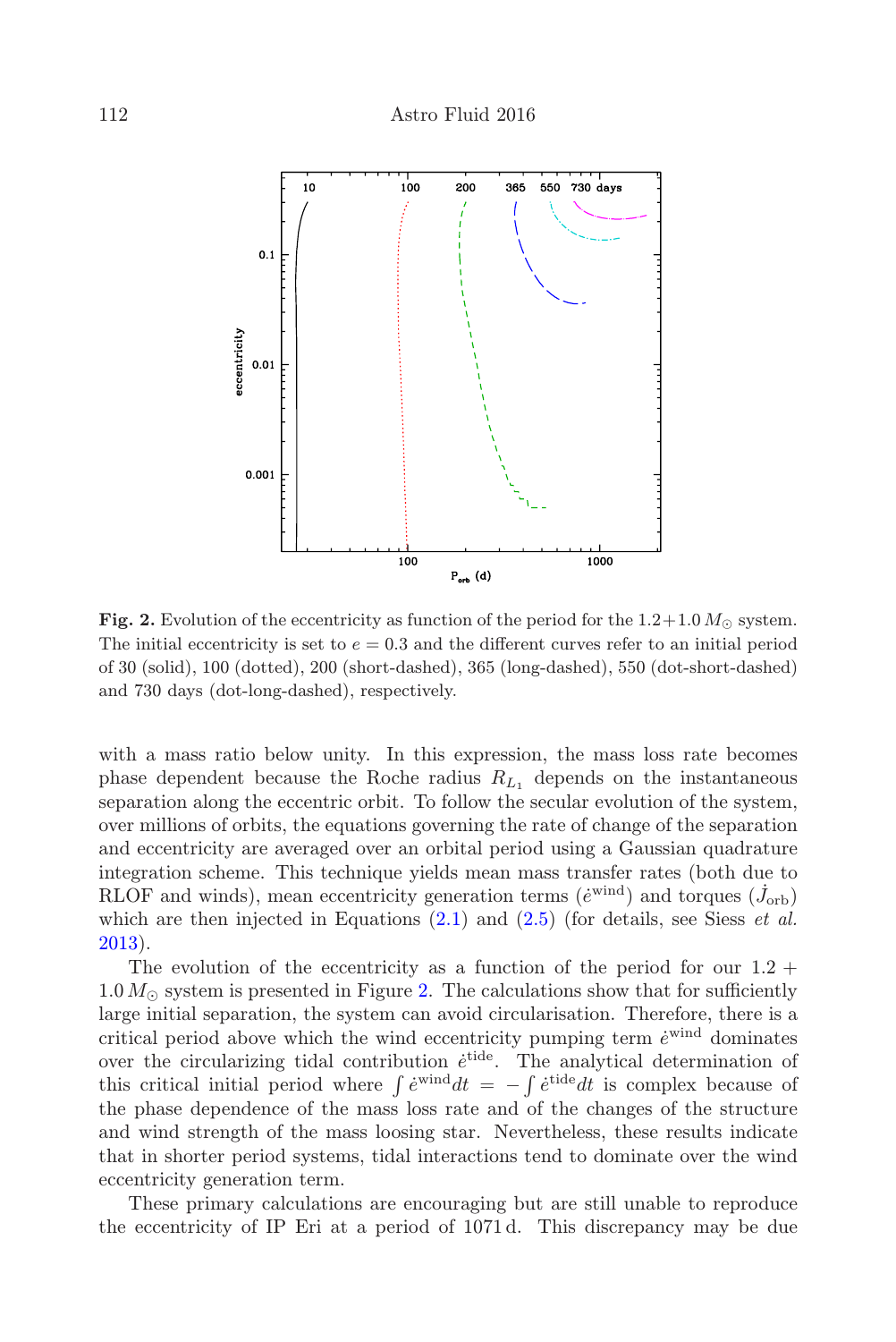**Fig. 2.** Evolution of the eccentricity as function of the period for the $1.2+1.0\,M_\odot$ system. The initial eccentricity is set to $e = 0.3$ and the different curves refer to an initial period of 30 (solid), 100 (dotted), 200 (short-dashed), 365 (long-dashed), 550 (dot-short-dashed) and 730 days (dot-long-dashed), respectively.

with a mass ratio below unity. In this expression, the mass loss rate becomes phase dependent because the Roche radius $R_{L_1}$ depends on the instantaneous separation along the eccentric orbit. To follow the secular evolution of the system, over millions of orbits, the equations governing the rate of change of the separation and eccentricity are averaged over an orbital period using a Gaussian quadrature integration scheme. This technique yields mean mass transfer rates (both due to RLOF and winds), mean eccentricity generation terms ($\dot{e}^{\rm wind}$) and torques ($\dot{J}_{\rm orb}$) which are then injected in Equations (2.1) and (2.5) (for details, see Siess *et al.* 2013).

The evolution of the eccentricity as a function of the period for our $1.2 + 1.0\,M_\odot$ system is presented in Figure 2. The calculations show that for sufficiently large initial separation, the system can avoid circularisation. Therefore, there is a critical period above which the wind eccentricity pumping term $\dot{e}^{\rm wind}$ dominates over the circularizing tidal contribution $\dot{e}^{\rm tide}$. The analytical determination of this critical initial period where $\int \dot{e}^{\rm wind} dt = -\int \dot{e}^{\rm tide} dt$ is complex because of the phase dependence of the mass loss rate and of the changes of the structure and wind strength of the mass loosing star. Nevertheless, these results indicate that in shorter period systems, tidal interactions tend to dominate over the wind eccentricity generation term.

These primary calculations are encouraging but are still unable to reproduce the eccentricity of IP Eri at a period of 1071 d. This discrepancy may be due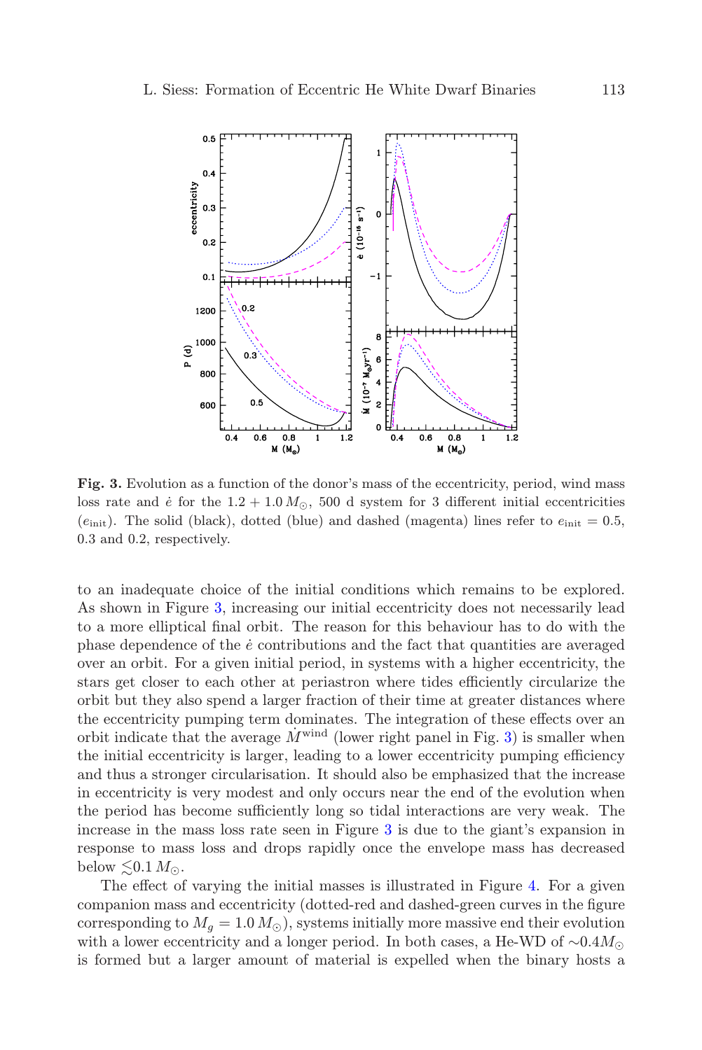**Fig. 3.** Evolution as a function of the donor's mass of the eccentricity, period, wind mass loss rate and $\dot{e}$ for the $1.2 + 1.0\,M_\odot$, 500 d system for 3 different initial eccentricities ($e_{\rm init}$). The solid (black), dotted (blue) and dashed (magenta) lines refer to $e_{\rm init} = 0.5$, 0.3 and 0.2, respectively.

to an inadequate choice of the initial conditions which remains to be explored. As shown in Figure 3, increasing our initial eccentricity does not necessarily lead to a more elliptical final orbit. The reason for this behaviour has to do with the phase dependence of the $\dot{e}$ contributions and the fact that quantities are averaged over an orbit. For a given initial period, in systems with a higher eccentricity, the stars get closer to each other at periastron where tides efficiently circularize the orbit but they also spend a larger fraction of their time at greater distances where the eccentricity pumping term dominates. The integration of these effects over an orbit indicate that the average $\dot{M}^{\rm wind}$ (lower right panel in Fig. 3) is smaller when the initial eccentricity is larger, leading to a lower eccentricity pumping efficiency and thus a stronger circularisation. It should also be emphasized that the increase in eccentricity is very modest and only occurs near the end of the evolution when the period has become sufficiently long so tidal interactions are very weak. The increase in the mass loss rate seen in Figure 3 is due to the giant's expansion in response to mass loss and drops rapidly once the envelope mass has decreased below $\lesssim 0.1\,M_\odot$.

The effect of varying the initial masses is illustrated in Figure 4. For a given companion mass and eccentricity (dotted-red and dashed-green curves in the figure corresponding to $M_g = 1.0\,M_\odot$), systems initially more massive end their evolution with a lower eccentricity and a longer period. In both cases, a He-WD of $\sim 0.4 M_\odot$ is formed but a larger amount of material is expelled when the binary hosts a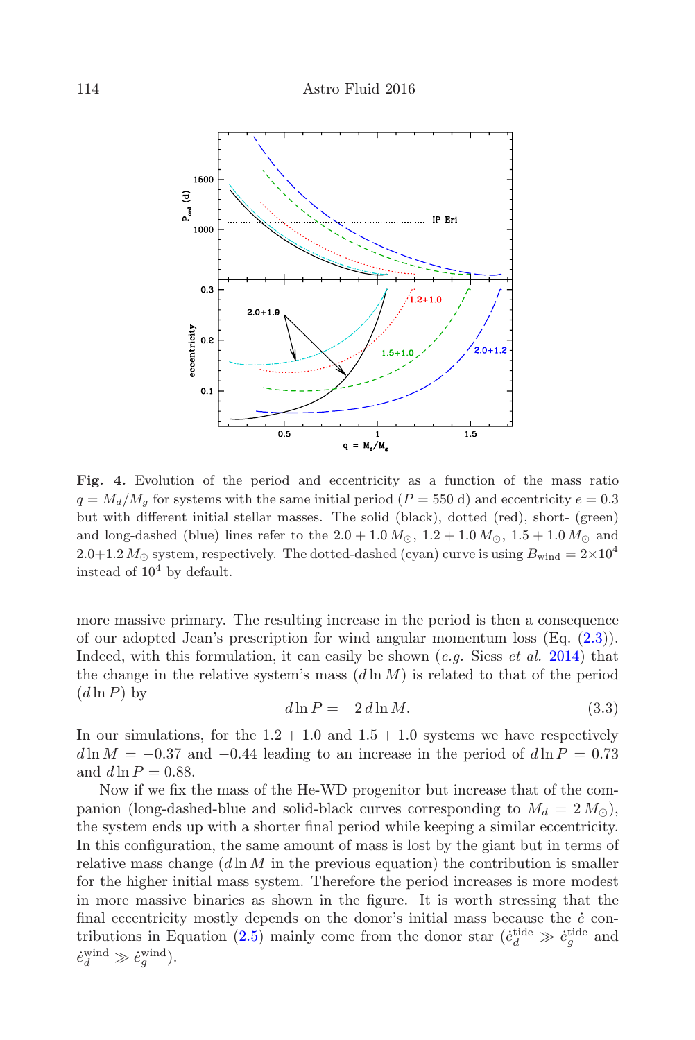**Fig. 4.** Evolution of the period and eccentricity as a function of the mass ratio $q = M_d/M_g$ for systems with the same initial period ($P = 550$ d) and eccentricity $e = 0.3$ but with different initial stellar masses. The solid (black), dotted (red), short- (green) and long-dashed (blue) lines refer to the $2.0 + 1.0\,M_\odot$, $1.2 + 1.0\,M_\odot$, $1.5 + 1.0\,M_\odot$ and $2.0{+}1.2\,M_\odot$ system, respectively. The dotted-dashed (cyan) curve is using $B_{\rm wind} = 2{\times}10^4$ instead of $10^4$ by default.

more massive primary. The resulting increase in the period is then a consequence of our adopted Jean's prescription for wind angular momentum loss (Eq. (2.3)). Indeed, with this formulation, it can easily be shown (*e.g.* Siess *et al.* 2014) that the change in the relative system's mass ($d\ln M$) is related to that of the period ($d\ln P$) by

$$d\ln P = -2\, d\ln M. \tag{3.3}$$

In our simulations, for the $1.2 + 1.0$ and $1.5 + 1.0$ systems we have respectively $d\ln M = -0.37$ and $-0.44$ leading to an increase in the period of $d\ln P = 0.73$ and $d\ln P = 0.88$.

Now if we fix the mass of the He-WD progenitor but increase that of the companion (long-dashed-blue and solid-black curves corresponding to $M_d = 2\,M_\odot$), the system ends up with a shorter final period while keeping a similar eccentricity. In this configuration, the same amount of mass is lost by the giant but in terms of relative mass change ($d\ln M$ in the previous equation) the contribution is smaller for the higher initial mass system. Therefore the period increases is more modest in more massive binaries as shown in the figure. It is worth stressing that the final eccentricity mostly depends on the donor's initial mass because the $\dot{e}$ contributions in Equation (2.5) mainly come from the donor star ($\dot{e}_d^{\rm tide} \gg \dot{e}_g^{\rm tide}$ and $\dot{e}_d^{\rm wind} \gg \dot{e}_g^{\rm wind}$).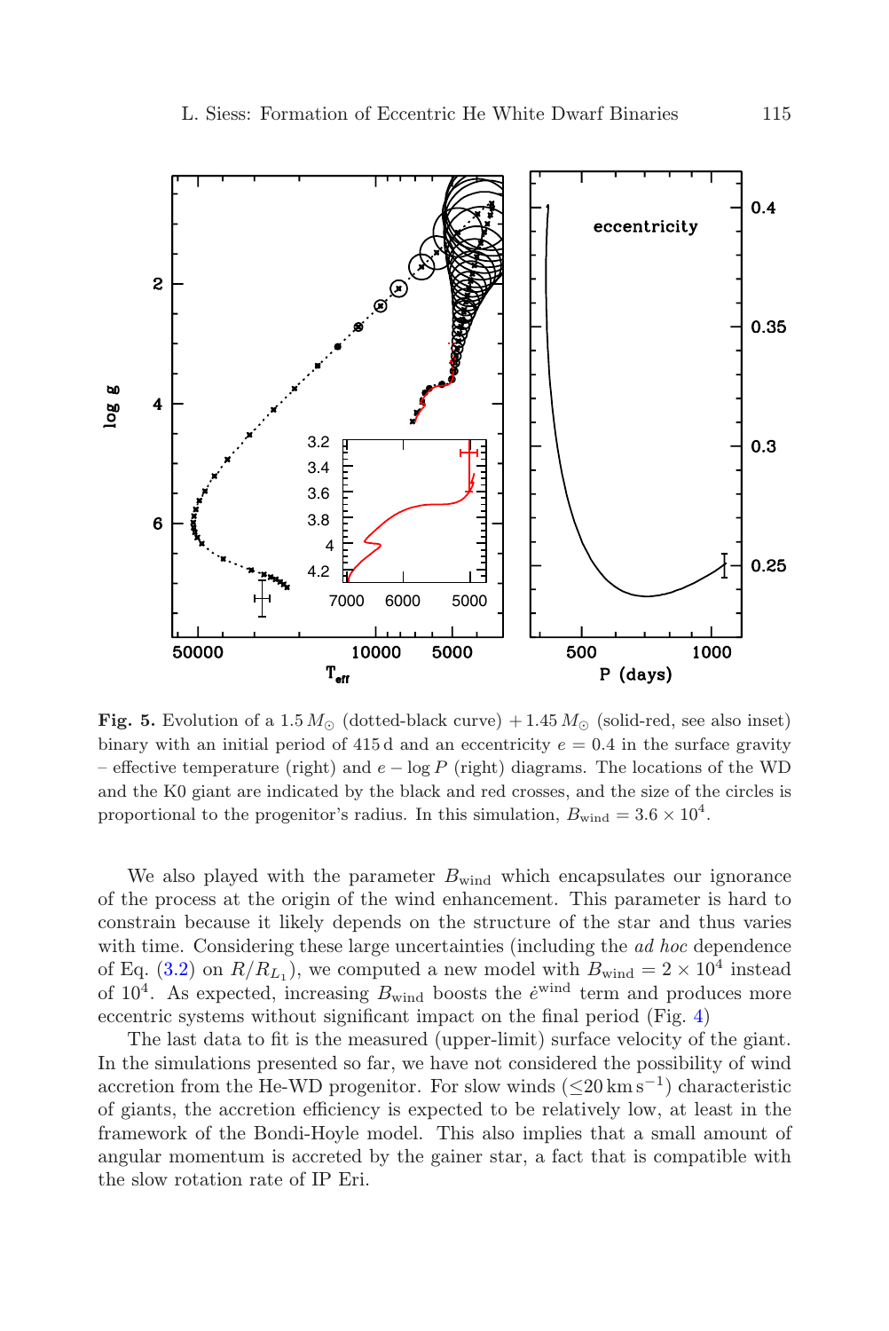**Fig. 5.** Evolution of a $1.5\,M_\odot$ (dotted-black curve) $+\,1.45\,M_\odot$ (solid-red, see also inset) binary with an initial period of 415 d and an eccentricity $e = 0.4$ in the surface gravity – effective temperature (right) and $e - \log P$ (right) diagrams. The locations of the WD and the K0 giant are indicated by the black and red crosses, and the size of the circles is proportional to the progenitor's radius. In this simulation, $B_{\rm wind} = 3.6 \times 10^4$.

We also played with the parameter $B_{\rm wind}$ which encapsulates our ignorance of the process at the origin of the wind enhancement. This parameter is hard to constrain because it likely depends on the structure of the star and thus varies with time. Considering these large uncertainties (including the *ad hoc* dependence of Eq. (3.2) on $R/R_{L_1}$), we computed a new model with $B_{\rm wind} = 2 \times 10^4$ instead of $10^4$. As expected, increasing $B_{\rm wind}$ boosts the $\dot{e}^{\rm wind}$ term and produces more eccentric systems without significant impact on the final period (Fig. 4)

The last data to fit is the measured (upper-limit) surface velocity of the giant. In the simulations presented so far, we have not considered the possibility of wind accretion from the He-WD progenitor. For slow winds ($\lesssim 20\,{\rm km\,s^{-1}}$) characteristic of giants, the accretion efficiency is expected to be relatively low, at least in the framework of the Bondi-Hoyle model. This also implies that a small amount of angular momentum is accreted by the gainer star, a fact that is compatible with the slow rotation rate of IP Eri.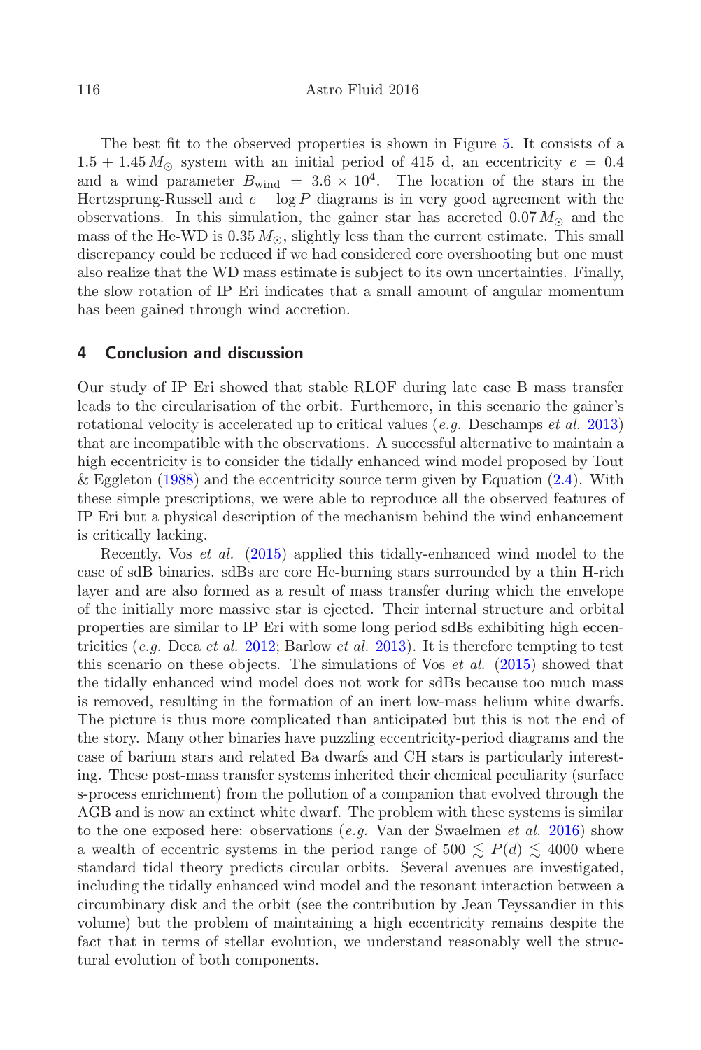The best fit to the observed properties is shown in Figure 5. It consists of a $1.5 + 1.45\,M_{\odot}$ system with an initial period of 415 d, an eccentricity $e = 0.4$ and a wind parameter $B_{\rm wind} = 3.6 \times 10^4$. The location of the stars in the Hertzsprung-Russell and $e - \log P$ diagrams is in very good agreement with the observations. In this simulation, the gainer star has accreted $0.07\,M_{\odot}$ and the mass of the He-WD is $0.35\,M_{\odot}$, slightly less than the current estimate. This small discrepancy could be reduced if we had considered core overshooting but one must also realize that the WD mass estimate is subject to its own uncertainties. Finally, the slow rotation of IP Eri indicates that a small amount of angular momentum has been gained through wind accretion.

## 4 Conclusion and discussion

Our study of IP Eri showed that stable RLOF during late case B mass transfer leads to the circularisation of the orbit. Furthemore, in this scenario the gainer's rotational velocity is accelerated up to critical values (*e.g.* Deschamps *et al.* 2013) that are incompatible with the observations. A successful alternative to maintain a high eccentricity is to consider the tidally enhanced wind model proposed by Tout & Eggleton (1988) and the eccentricity source term given by Equation (2.4). With these simple prescriptions, we were able to reproduce all the observed features of IP Eri but a physical description of the mechanism behind the wind enhancement is critically lacking.

Recently, Vos *et al.* (2015) applied this tidally-enhanced wind model to the case of sdB binaries. sdBs are core He-burning stars surrounded by a thin H-rich layer and are also formed as a result of mass transfer during which the envelope of the initially more massive star is ejected. Their internal structure and orbital properties are similar to IP Eri with some long period sdBs exhibiting high eccentricities (*e.g.* Deca *et al.* 2012; Barlow *et al.* 2013). It is therefore tempting to test this scenario on these objects. The simulations of Vos *et al.* (2015) showed that the tidally enhanced wind model does not work for sdBs because too much mass is removed, resulting in the formation of an inert low-mass helium white dwarfs. The picture is thus more complicated than anticipated but this is not the end of the story. Many other binaries have puzzling eccentricity-period diagrams and the case of barium stars and related Ba dwarfs and CH stars is particularly interesting. These post-mass transfer systems inherited their chemical peculiarity (surface s-process enrichment) from the pollution of a companion that evolved through the AGB and is now an extinct white dwarf. The problem with these systems is similar to the one exposed here: observations (*e.g.* Van der Swaelmen *et al.* 2016) show a wealth of eccentric systems in the period range of $500 \lesssim P(d) \lesssim 4000$ where standard tidal theory predicts circular orbits. Several avenues are investigated, including the tidally enhanced wind model and the resonant interaction between a circumbinary disk and the orbit (see the contribution by Jean Teyssandier in this volume) but the problem of maintaining a high eccentricity remains despite the fact that in terms of stellar evolution, we understand reasonably well the structural evolution of both components.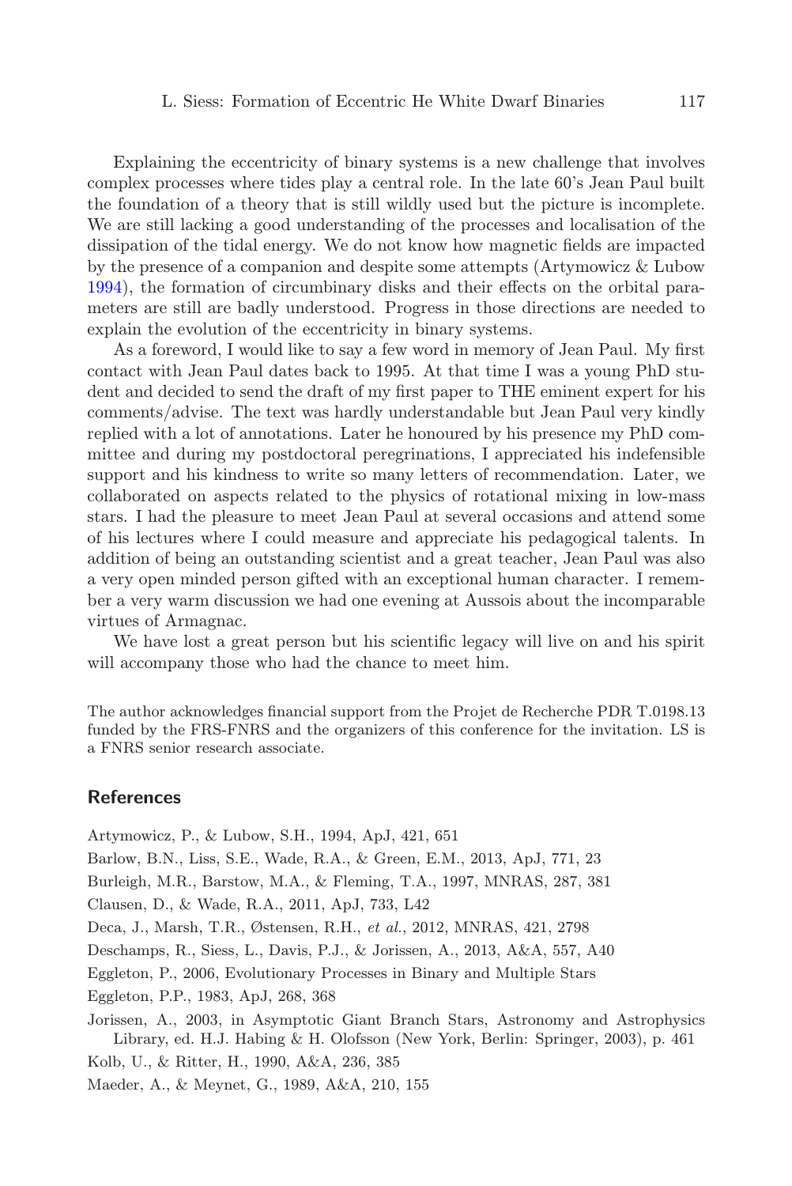Explaining the eccentricity of binary systems is a new challenge that involves complex processes where tides play a central role. In the late 60's Jean Paul built the foundation of a theory that is still wildly used but the picture is incomplete. We are still lacking a good understanding of the processes and localisation of the dissipation of the tidal energy. We do not know how magnetic fields are impacted by the presence of a companion and despite some attempts (Artymowicz & Lubow 1994), the formation of circumbinary disks and their effects on the orbital parameters are still are badly understood. Progress in those directions are needed to explain the evolution of the eccentricity in binary systems.

As a foreword, I would like to say a few word in memory of Jean Paul. My first contact with Jean Paul dates back to 1995. At that time I was a young PhD student and decided to send the draft of my first paper to THE eminent expert for his comments/advise. The text was hardly understandable but Jean Paul very kindly replied with a lot of annotations. Later he honoured by his presence my PhD committee and during my postdoctoral peregrinations, I appreciated his indefensible support and his kindness to write so many letters of recommendation. Later, we collaborated on aspects related to the physics of rotational mixing in low-mass stars. I had the pleasure to meet Jean Paul at several occasions and attend some of his lectures where I could measure and appreciate his pedagogical talents. In addition of being an outstanding scientist and a great teacher, Jean Paul was also a very open minded person gifted with an exceptional human character. I remember a very warm discussion we had one evening at Aussois about the incomparable virtues of Armagnac.

We have lost a great person but his scientific legacy will live on and his spirit will accompany those who had the chance to meet him.

The author acknowledges financial support from the Projet de Recherche PDR T.0198.13 funded by the FRS-FNRS and the organizers of this conference for the invitation. LS is a FNRS senior research associate.

## References

Artymowicz, P., & Lubow, S.H., 1994, ApJ, 421, 651

Barlow, B.N., Liss, S.E., Wade, R.A., & Green, E.M., 2013, ApJ, 771, 23

Burleigh, M.R., Barstow, M.A., & Fleming, T.A., 1997, MNRAS, 287, 381

Clausen, D., & Wade, R.A., 2011, ApJ, 733, L42

Deca, J., Marsh, T.R., Østensen, R.H., *et al.*, 2012, MNRAS, 421, 2798

Deschamps, R., Siess, L., Davis, P.J., & Jorissen, A., 2013, A&A, 557, A40

Eggleton, P., 2006, Evolutionary Processes in Binary and Multiple Stars

Eggleton, P.P., 1983, ApJ, 268, 368

Jorissen, A., 2003, in Asymptotic Giant Branch Stars, Astronomy and Astrophysics Library, ed. H.J. Habing & H. Olofsson (New York, Berlin: Springer, 2003), p. 461

Kolb, U., & Ritter, H., 1990, A&A, 236, 385

Maeder, A., & Meynet, G., 1989, A&A, 210, 155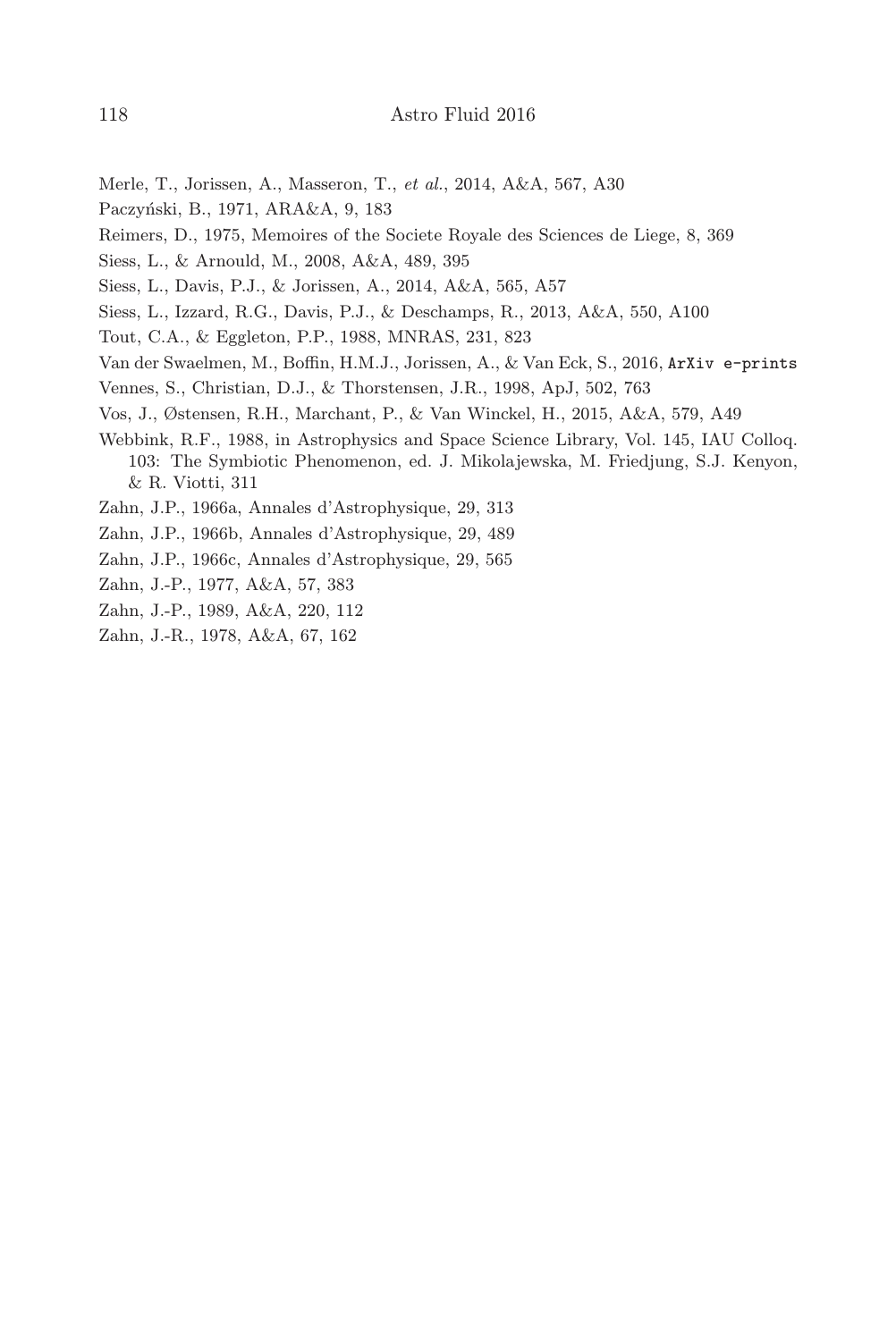Merle, T., Jorissen, A., Masseron, T., *et al.*, 2014, A&A, 567, A30

Paczyński, B., 1971, ARA&A, 9, 183

Reimers, D., 1975, Memoires of the Societe Royale des Sciences de Liege, 8, 369

Siess, L., & Arnould, M., 2008, A&A, 489, 395

Siess, L., Davis, P.J., & Jorissen, A., 2014, A&A, 565, A57

Siess, L., Izzard, R.G., Davis, P.J., & Deschamps, R., 2013, A&A, 550, A100

Tout, C.A., & Eggleton, P.P., 1988, MNRAS, 231, 823

Van der Swaelmen, M., Boffin, H.M.J., Jorissen, A., & Van Eck, S., 2016, `ArXiv e-prints`

Vennes, S., Christian, D.J., & Thorstensen, J.R., 1998, ApJ, 502, 763

Vos, J., Østensen, R.H., Marchant, P., & Van Winckel, H., 2015, A&A, 579, A49

Webbink, R.F., 1988, in Astrophysics and Space Science Library, Vol. 145, IAU Colloq. 103: The Symbiotic Phenomenon, ed. J. Mikolajewska, M. Friedjung, S.J. Kenyon, & R. Viotti, 311

Zahn, J.P., 1966a, Annales d'Astrophysique, 29, 313

Zahn, J.P., 1966b, Annales d'Astrophysique, 29, 489

Zahn, J.P., 1966c, Annales d'Astrophysique, 29, 565

Zahn, J.-P., 1977, A&A, 57, 383

Zahn, J.-P., 1989, A&A, 220, 112

Zahn, J.-R., 1978, A&A, 67, 162